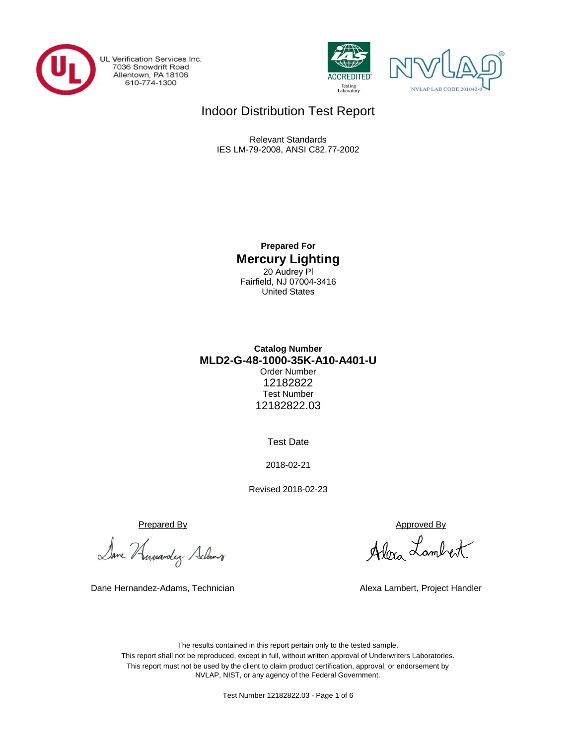UL Verification Services Inc.
7036 Snowdrift Road
Allentown, PA 18106
610-774-1300

IAS ACCREDITED Testing Laboratory

NVLAP LAB CODE 201042-0

# Indoor Distribution Test Report

Relevant Standards
IES LM-79-2008, ANSI C82.77-2002

**Prepared For**

## Mercury Lighting

20 Audrey Pl
Fairfield, NJ 07004-3416
United States

**Catalog Number**

**MLD2-G-48-1000-35K-A10-A401-U**

Order Number
12182822
Test Number
12182822.03

Test Date

2018-02-21

Revised 2018-02-23

| Prepared By | Approved By |
| --- | --- |
| Dane Hernandez-Adams, Technician | Alexa Lambert, Project Handler |

The results contained in this report pertain only to the tested sample.
This report shall not be reproduced, except in full, without written approval of Underwriters Laboratories.
This report must not be used by the client to claim product certification, approval, or endorsement by NVLAP, NIST, or any agency of the Federal Government.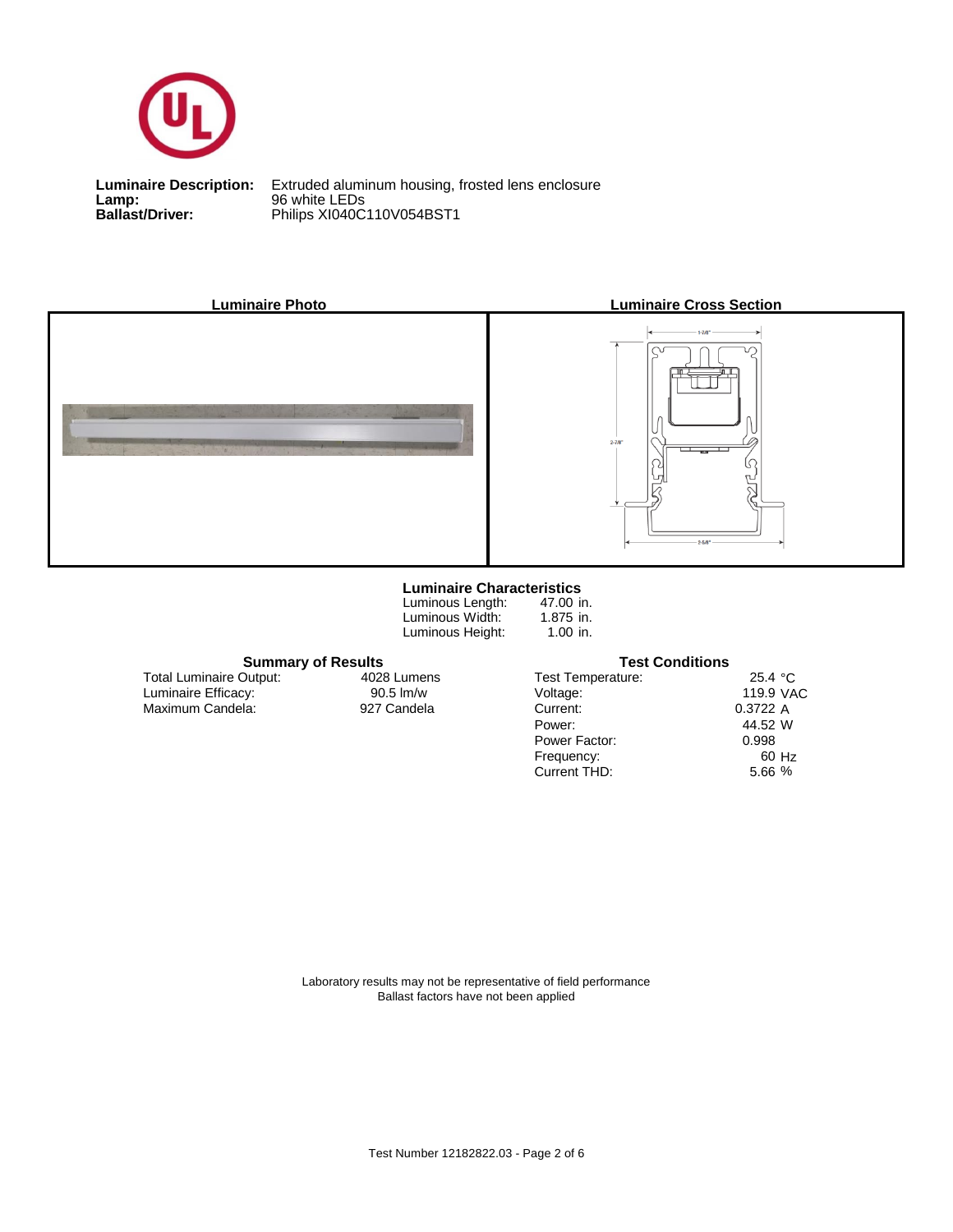**Luminaire Description:** Extruded aluminum housing, frosted lens enclosure
**Lamp:** 96 white LEDs
**Ballast/Driver:** Philips XI040C110V054BST1

**Luminaire Photo**

**Luminaire Cross Section**

1-7/8"

2-7/8"

2-5/8"

## Luminaire Characteristics

| | |
|---|---|
| Luminous Length: | 47.00 in. |
| Luminous Width: | 1.875 in. |
| Luminous Height: | 1.00 in. |

## Summary of Results

| | |
|---|---|
| Total Luminaire Output: | 4028 Lumens |
| Luminaire Efficacy: | 90.5 lm/w |
| Maximum Candela: | 927 Candela |

## Test Conditions

| | |
|---|---|
| Test Temperature: | 25.4 °C |
| Voltage: | 119.9 VAC |
| Current: | 0.3722 A |
| Power: | 44.52 W |
| Power Factor: | 0.998 |
| Frequency: | 60 Hz |
| Current THD: | 5.66 % |

Laboratory results may not be representative of field performance
Ballast factors have not been applied

Test Number 12182822.03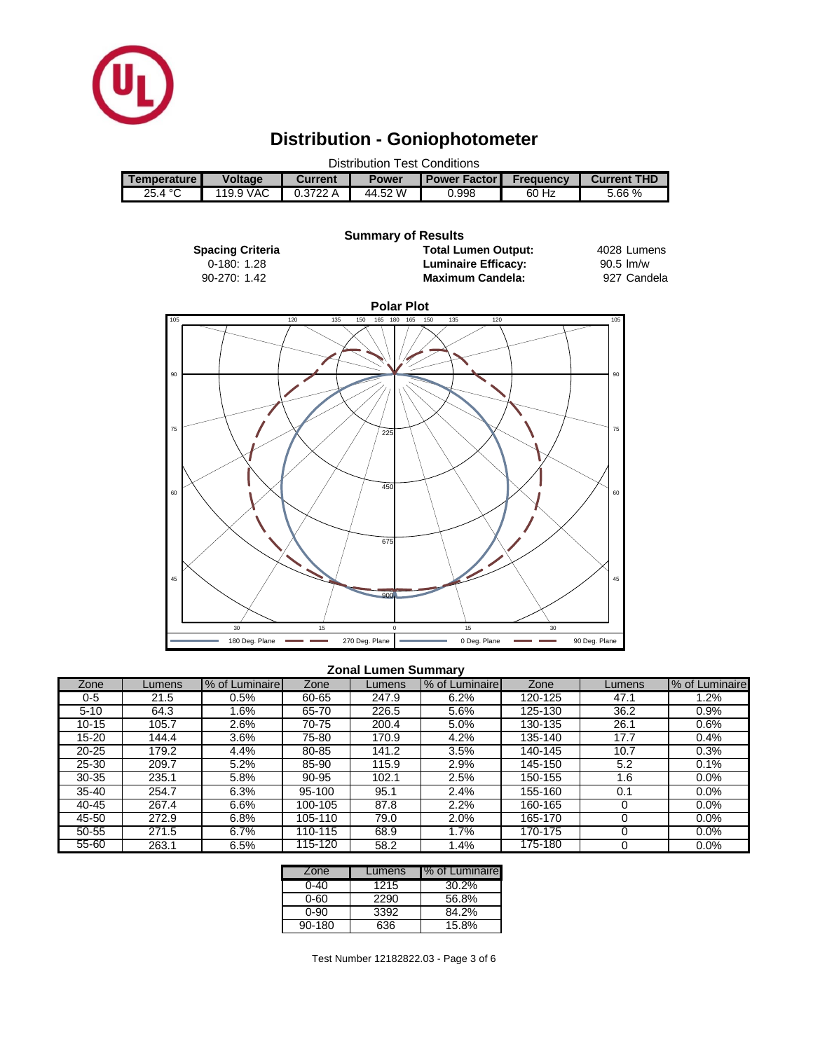# Distribution - Goniophotometer

Distribution Test Conditions

| Temperature | Voltage | Current | Power | Power Factor | Frequency | Current THD |
|---|---|---|---|---|---|---|
| 25.4 °C | 119.9 VAC | 0.3722 A | 44.52 W | 0.998 | 60 Hz | 5.66 % |

**Summary of Results**

**Spacing Criteria**
0-180: 1.28
90-270: 1.42

**Total Lumen Output:** 4028 Lumens
**Luminaire Efficacy:** 90.5 lm/w
**Maximum Candela:** 927 Candela

**Polar Plot**

180 Deg. Plane — 270 Deg. Plane — 0 Deg. Plane — 90 Deg. Plane

**Zonal Lumen Summary**

| Zone | Lumens | % of Luminaire | Zone | Lumens | % of Luminaire | Zone | Lumens | % of Luminaire |
|---|---|---|---|---|---|---|---|---|
| 0-5 | 21.5 | 0.5% | 60-65 | 247.9 | 6.2% | 120-125 | 47.1 | 1.2% |
| 5-10 | 64.3 | 1.6% | 65-70 | 226.5 | 5.6% | 125-130 | 36.2 | 0.9% |
| 10-15 | 105.7 | 2.6% | 70-75 | 200.4 | 5.0% | 130-135 | 26.1 | 0.6% |
| 15-20 | 144.4 | 3.6% | 75-80 | 170.9 | 4.2% | 135-140 | 17.7 | 0.4% |
| 20-25 | 179.2 | 4.4% | 80-85 | 141.2 | 3.5% | 140-145 | 10.7 | 0.3% |
| 25-30 | 209.7 | 5.2% | 85-90 | 115.9 | 2.9% | 145-150 | 5.2 | 0.1% |
| 30-35 | 235.1 | 5.8% | 90-95 | 102.1 | 2.5% | 150-155 | 1.6 | 0.0% |
| 35-40 | 254.7 | 6.3% | 95-100 | 95.1 | 2.4% | 155-160 | 0.1 | 0.0% |
| 40-45 | 267.4 | 6.6% | 100-105 | 87.8 | 2.2% | 160-165 | 0 | 0.0% |
| 45-50 | 272.9 | 6.8% | 105-110 | 79.0 | 2.0% | 165-170 | 0 | 0.0% |
| 50-55 | 271.5 | 6.7% | 110-115 | 68.9 | 1.7% | 170-175 | 0 | 0.0% |
| 55-60 | 263.1 | 6.5% | 115-120 | 58.2 | 1.4% | 175-180 | 0 | 0.0% |

| Zone | Lumens | % of Luminaire |
|---|---|---|
| 0-40 | 1215 | 30.2% |
| 0-60 | 2290 | 56.8% |
| 0-90 | 3392 | 84.2% |
| 90-180 | 636 | 15.8% |

Test Number 12182822.03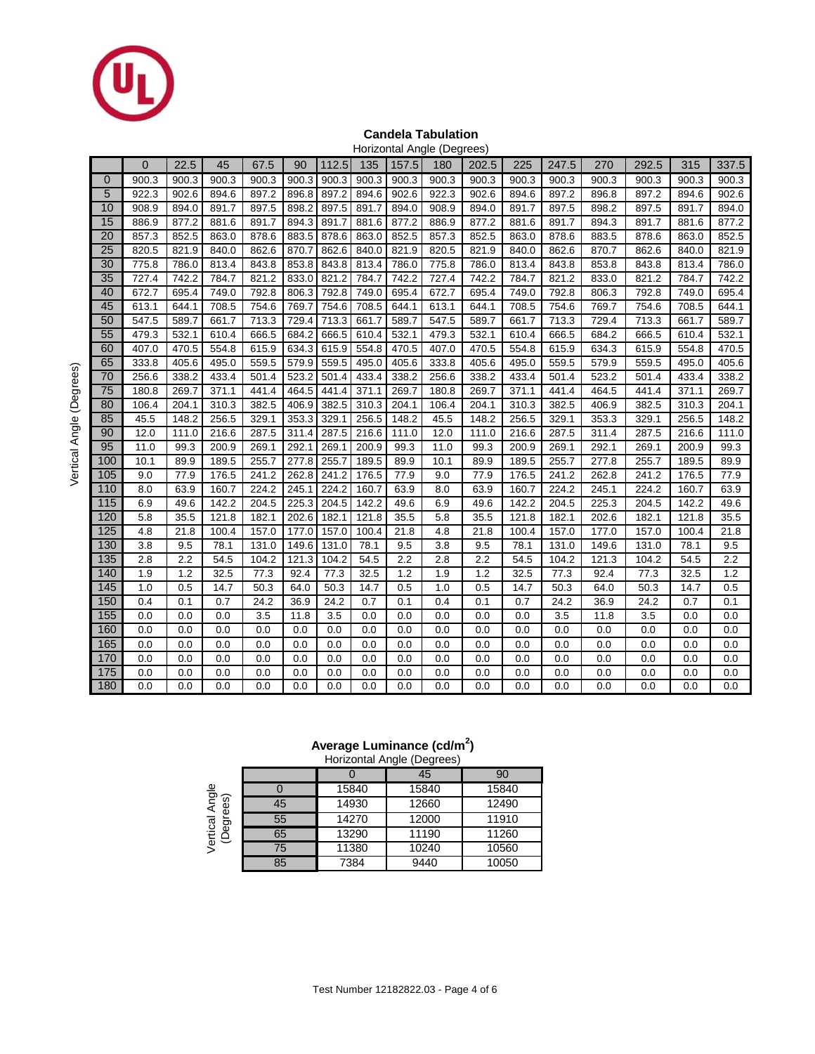## Candela Tabulation

Horizontal Angle (Degrees) / Vertical Angle (Degrees)

| | 0 | 22.5 | 45 | 67.5 | 90 | 112.5 | 135 | 157.5 | 180 | 202.5 | 225 | 247.5 | 270 | 292.5 | 315 | 337.5 |
|---|---|---|---|---|---|---|---|---|---|---|---|---|---|---|---|---|
| 0 | 900.3 | 900.3 | 900.3 | 900.3 | 900.3 | 900.3 | 900.3 | 900.3 | 900.3 | 900.3 | 900.3 | 900.3 | 900.3 | 900.3 | 900.3 | 900.3 |
| 5 | 922.3 | 902.6 | 894.6 | 897.2 | 896.8 | 897.2 | 894.6 | 902.6 | 922.3 | 902.6 | 894.6 | 897.2 | 896.8 | 897.2 | 894.6 | 902.6 |
| 10 | 908.9 | 894.0 | 891.7 | 897.5 | 898.2 | 897.5 | 891.7 | 894.0 | 908.9 | 894.0 | 891.7 | 897.5 | 898.2 | 897.5 | 891.7 | 894.0 |
| 15 | 886.9 | 877.2 | 881.6 | 891.7 | 894.3 | 891.7 | 881.6 | 877.2 | 886.9 | 877.2 | 881.6 | 891.7 | 894.3 | 891.7 | 881.6 | 877.2 |
| 20 | 857.3 | 852.5 | 863.0 | 878.6 | 883.5 | 878.6 | 863.0 | 852.5 | 857.3 | 852.5 | 863.0 | 878.6 | 883.5 | 878.6 | 863.0 | 852.5 |
| 25 | 820.5 | 821.9 | 840.0 | 862.6 | 870.7 | 862.6 | 840.0 | 821.9 | 820.5 | 821.9 | 840.0 | 862.6 | 870.7 | 862.6 | 840.0 | 821.9 |
| 30 | 775.8 | 786.0 | 813.4 | 843.8 | 853.8 | 843.8 | 813.4 | 786.0 | 775.8 | 786.0 | 813.4 | 843.8 | 853.8 | 843.8 | 813.4 | 786.0 |
| 35 | 727.4 | 742.2 | 784.7 | 821.2 | 833.0 | 821.2 | 784.7 | 742.2 | 727.4 | 742.2 | 784.7 | 821.2 | 833.0 | 821.2 | 784.7 | 742.2 |
| 40 | 672.7 | 695.4 | 749.0 | 792.8 | 806.3 | 792.8 | 749.0 | 695.4 | 672.7 | 695.4 | 749.0 | 792.8 | 806.3 | 792.8 | 749.0 | 695.4 |
| 45 | 613.1 | 644.1 | 708.5 | 754.6 | 769.7 | 754.6 | 708.5 | 644.1 | 613.1 | 644.1 | 708.5 | 754.6 | 769.7 | 754.6 | 708.5 | 644.1 |
| 50 | 547.5 | 589.7 | 661.7 | 713.3 | 729.4 | 713.3 | 661.7 | 589.7 | 547.5 | 589.7 | 661.7 | 713.3 | 729.4 | 713.3 | 661.7 | 589.7 |
| 55 | 479.3 | 532.1 | 610.4 | 666.5 | 684.2 | 666.5 | 610.4 | 532.1 | 479.3 | 532.1 | 610.4 | 666.5 | 684.2 | 666.5 | 610.4 | 532.1 |
| 60 | 407.0 | 470.5 | 554.8 | 615.9 | 634.3 | 615.9 | 554.8 | 470.5 | 407.0 | 470.5 | 554.8 | 615.9 | 634.3 | 615.9 | 554.8 | 470.5 |
| 65 | 333.8 | 405.6 | 495.0 | 559.5 | 579.9 | 559.5 | 495.0 | 405.6 | 333.8 | 405.6 | 495.0 | 559.5 | 579.9 | 559.5 | 495.0 | 405.6 |
| 70 | 256.6 | 338.2 | 433.4 | 501.4 | 523.2 | 501.4 | 433.4 | 338.2 | 256.6 | 338.2 | 433.4 | 501.4 | 523.2 | 501.4 | 433.4 | 338.2 |
| 75 | 180.8 | 269.7 | 371.1 | 441.4 | 464.5 | 441.4 | 371.1 | 269.7 | 180.8 | 269.7 | 371.1 | 441.4 | 464.5 | 441.4 | 371.1 | 269.7 |
| 80 | 106.4 | 204.1 | 310.3 | 382.5 | 406.9 | 382.5 | 310.3 | 204.1 | 106.4 | 204.1 | 310.3 | 382.5 | 406.9 | 382.5 | 310.3 | 204.1 |
| 85 | 45.5 | 148.2 | 256.5 | 329.1 | 353.3 | 329.1 | 256.5 | 148.2 | 45.5 | 148.2 | 256.5 | 329.1 | 353.3 | 329.1 | 256.5 | 148.2 |
| 90 | 12.0 | 111.0 | 216.6 | 287.5 | 311.4 | 287.5 | 216.6 | 111.0 | 12.0 | 111.0 | 216.6 | 287.5 | 311.4 | 287.5 | 216.6 | 111.0 |
| 95 | 11.0 | 99.3 | 200.9 | 269.1 | 292.1 | 269.1 | 200.9 | 99.3 | 11.0 | 99.3 | 200.9 | 269.1 | 292.1 | 269.1 | 200.9 | 99.3 |
| 100 | 10.1 | 89.9 | 189.5 | 255.7 | 277.8 | 255.7 | 189.5 | 89.9 | 10.1 | 89.9 | 189.5 | 255.7 | 277.8 | 255.7 | 189.5 | 89.9 |
| 105 | 9.0 | 77.9 | 176.5 | 241.2 | 262.8 | 241.2 | 176.5 | 77.9 | 9.0 | 77.9 | 176.5 | 241.2 | 262.8 | 241.2 | 176.5 | 77.9 |
| 110 | 8.0 | 63.9 | 160.7 | 224.2 | 245.1 | 224.2 | 160.7 | 63.9 | 8.0 | 63.9 | 160.7 | 224.2 | 245.1 | 224.2 | 160.7 | 63.9 |
| 115 | 6.9 | 49.6 | 142.2 | 204.5 | 225.3 | 204.5 | 142.2 | 49.6 | 6.9 | 49.6 | 142.2 | 204.5 | 225.3 | 204.5 | 142.2 | 49.6 |
| 120 | 5.8 | 35.5 | 121.8 | 182.1 | 202.6 | 182.1 | 121.8 | 35.5 | 5.8 | 35.5 | 121.8 | 182.1 | 202.6 | 182.1 | 121.8 | 35.5 |
| 125 | 4.8 | 21.8 | 100.4 | 157.0 | 177.0 | 157.0 | 100.4 | 21.8 | 4.8 | 21.8 | 100.4 | 157.0 | 177.0 | 157.0 | 100.4 | 21.8 |
| 130 | 3.8 | 9.5 | 78.1 | 131.0 | 149.6 | 131.0 | 78.1 | 9.5 | 3.8 | 9.5 | 78.1 | 131.0 | 149.6 | 131.0 | 78.1 | 9.5 |
| 135 | 2.8 | 2.2 | 54.5 | 104.2 | 121.3 | 104.2 | 54.5 | 2.2 | 2.8 | 2.2 | 54.5 | 104.2 | 121.3 | 104.2 | 54.5 | 2.2 |
| 140 | 1.9 | 1.2 | 32.5 | 77.3 | 92.4 | 77.3 | 32.5 | 1.2 | 1.9 | 1.2 | 32.5 | 77.3 | 92.4 | 77.3 | 32.5 | 1.2 |
| 145 | 1.0 | 0.5 | 14.7 | 50.3 | 64.0 | 50.3 | 14.7 | 0.5 | 1.0 | 0.5 | 14.7 | 50.3 | 64.0 | 50.3 | 14.7 | 0.5 |
| 150 | 0.4 | 0.1 | 0.7 | 24.2 | 36.9 | 24.2 | 0.7 | 0.1 | 0.4 | 0.1 | 0.7 | 24.2 | 36.9 | 24.2 | 0.7 | 0.1 |
| 155 | 0.0 | 0.0 | 0.0 | 3.5 | 11.8 | 3.5 | 0.0 | 0.0 | 0.0 | 0.0 | 0.0 | 3.5 | 11.8 | 3.5 | 0.0 | 0.0 |
| 160 | 0.0 | 0.0 | 0.0 | 0.0 | 0.0 | 0.0 | 0.0 | 0.0 | 0.0 | 0.0 | 0.0 | 0.0 | 0.0 | 0.0 | 0.0 | 0.0 |
| 165 | 0.0 | 0.0 | 0.0 | 0.0 | 0.0 | 0.0 | 0.0 | 0.0 | 0.0 | 0.0 | 0.0 | 0.0 | 0.0 | 0.0 | 0.0 | 0.0 |
| 170 | 0.0 | 0.0 | 0.0 | 0.0 | 0.0 | 0.0 | 0.0 | 0.0 | 0.0 | 0.0 | 0.0 | 0.0 | 0.0 | 0.0 | 0.0 | 0.0 |
| 175 | 0.0 | 0.0 | 0.0 | 0.0 | 0.0 | 0.0 | 0.0 | 0.0 | 0.0 | 0.0 | 0.0 | 0.0 | 0.0 | 0.0 | 0.0 | 0.0 |
| 180 | 0.0 | 0.0 | 0.0 | 0.0 | 0.0 | 0.0 | 0.0 | 0.0 | 0.0 | 0.0 | 0.0 | 0.0 | 0.0 | 0.0 | 0.0 | 0.0 |

## Average Luminance (cd/m$^2$)

Horizontal Angle (Degrees) / Vertical Angle (Degrees)

| | 0 | 45 | 90 |
|---|---|---|---|
| 0 | 15840 | 15840 | 15840 |
| 45 | 14930 | 12660 | 12490 |
| 55 | 14270 | 12000 | 11910 |
| 65 | 13290 | 11190 | 11260 |
| 75 | 11380 | 10240 | 10560 |
| 85 | 7384 | 9440 | 10050 |

Test Number 12182822.03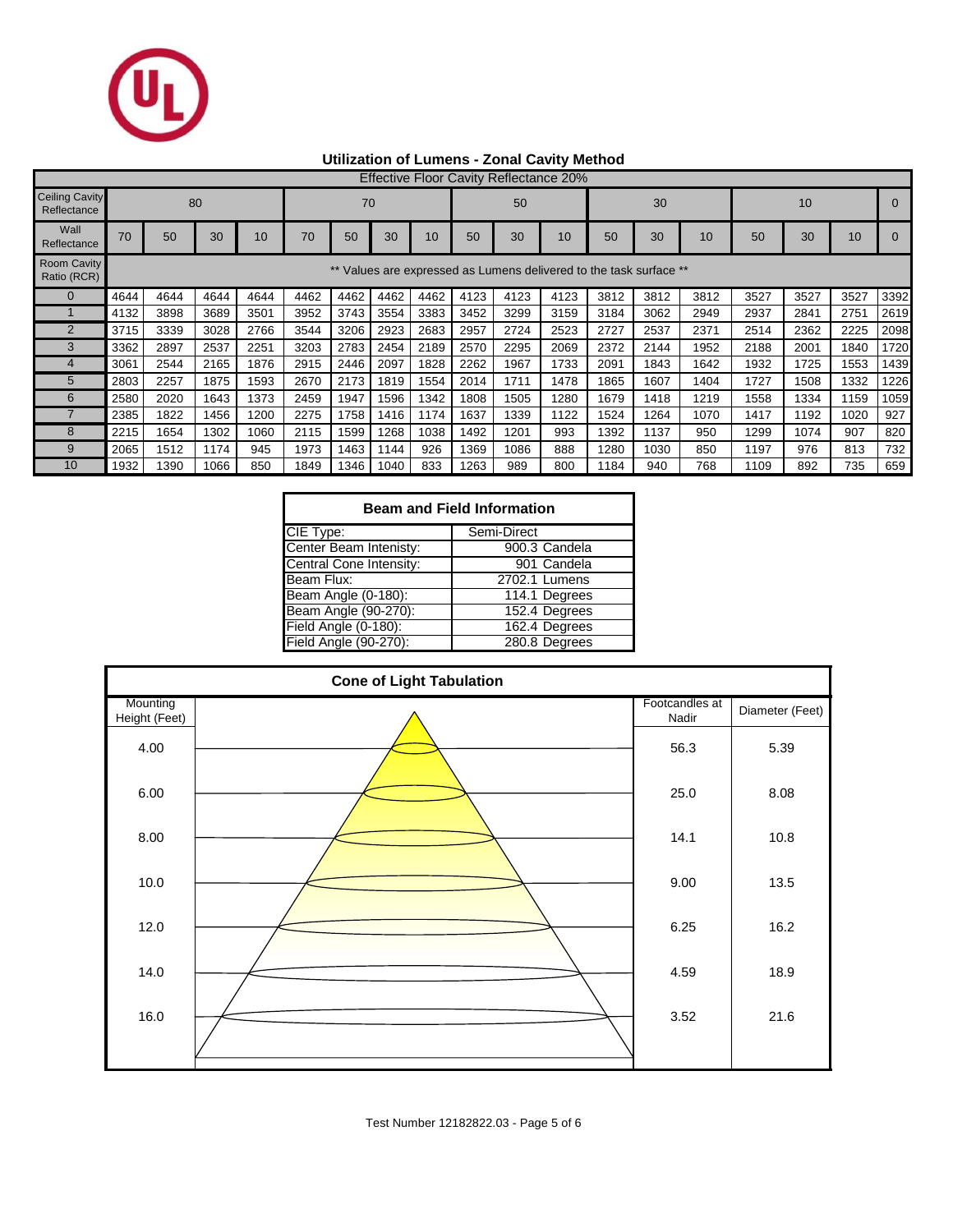## Utilization of Lumens - Zonal Cavity Method

Effective Floor Cavity Reflectance 20%

| Ceiling Cavity Reflectance | 80 | | | | 70 | | | | 50 | | | 30 | | | 10 | | | 0 |
|---|---|---|---|---|---|---|---|---|---|---|---|---|---|---|---|---|---|---|
| Wall Reflectance | 70 | 50 | 30 | 10 | 70 | 50 | 30 | 10 | 50 | 30 | 10 | 50 | 30 | 10 | 50 | 30 | 10 | 0 |
| Room Cavity Ratio (RCR) | ** Values are expressed as Lumens delivered to the task surface ** | | | | | | | | | | | | | | | | | |
| 0 | 4644 | 4644 | 4644 | 4644 | 4462 | 4462 | 4462 | 4462 | 4123 | 4123 | 4123 | 3812 | 3812 | 3812 | 3527 | 3527 | 3527 | 3392 |
| 1 | 4132 | 3898 | 3689 | 3501 | 3952 | 3743 | 3554 | 3383 | 3452 | 3299 | 3159 | 3184 | 3062 | 2949 | 2937 | 2841 | 2751 | 2619 |
| 2 | 3715 | 3339 | 3028 | 2766 | 3544 | 3206 | 2923 | 2683 | 2957 | 2724 | 2523 | 2727 | 2537 | 2371 | 2514 | 2362 | 2225 | 2098 |
| 3 | 3362 | 2897 | 2537 | 2251 | 3203 | 2783 | 2454 | 2189 | 2570 | 2295 | 2069 | 2372 | 2144 | 1952 | 2188 | 2001 | 1840 | 1720 |
| 4 | 3061 | 2544 | 2165 | 1876 | 2915 | 2446 | 2097 | 1828 | 2262 | 1967 | 1733 | 2091 | 1843 | 1642 | 1932 | 1725 | 1553 | 1439 |
| 5 | 2803 | 2257 | 1875 | 1593 | 2670 | 2173 | 1819 | 1554 | 2014 | 1711 | 1478 | 1865 | 1607 | 1404 | 1727 | 1508 | 1332 | 1226 |
| 6 | 2580 | 2020 | 1643 | 1373 | 2459 | 1947 | 1596 | 1342 | 1808 | 1505 | 1280 | 1679 | 1418 | 1219 | 1558 | 1334 | 1159 | 1059 |
| 7 | 2385 | 1822 | 1456 | 1200 | 2275 | 1758 | 1416 | 1174 | 1637 | 1339 | 1122 | 1524 | 1264 | 1070 | 1417 | 1192 | 1020 | 927 |
| 8 | 2215 | 1654 | 1302 | 1060 | 2115 | 1599 | 1268 | 1038 | 1492 | 1201 | 993 | 1392 | 1137 | 950 | 1299 | 1074 | 907 | 820 |
| 9 | 2065 | 1512 | 1174 | 945 | 1973 | 1463 | 1144 | 926 | 1369 | 1086 | 888 | 1280 | 1030 | 850 | 1197 | 976 | 813 | 732 |
| 10 | 1932 | 1390 | 1066 | 850 | 1849 | 1346 | 1040 | 833 | 1263 | 989 | 800 | 1184 | 940 | 768 | 1109 | 892 | 735 | 659 |

| Beam and Field Information | |
|---|---|
| CIE Type: | Semi-Direct |
| Center Beam Intenisty: | 900.3 Candela |
| Central Cone Intensity: | 901 Candela |
| Beam Flux: | 2702.1 Lumens |
| Beam Angle (0-180): | 114.1 Degrees |
| Beam Angle (90-270): | 152.4 Degrees |
| Field Angle (0-180): | 162.4 Degrees |
| Field Angle (90-270): | 280.8 Degrees |

### Cone of Light Tabulation

| Mounting Height (Feet) | Footcandles at Nadir | Diameter (Feet) |
|---|---|---|
| 4.00 | 56.3 | 5.39 |
| 6.00 | 25.0 | 8.08 |
| 8.00 | 14.1 | 10.8 |
| 10.0 | 9.00 | 13.5 |
| 12.0 | 6.25 | 16.2 |
| 14.0 | 4.59 | 18.9 |
| 16.0 | 3.52 | 21.6 |

Test Number 12182822.03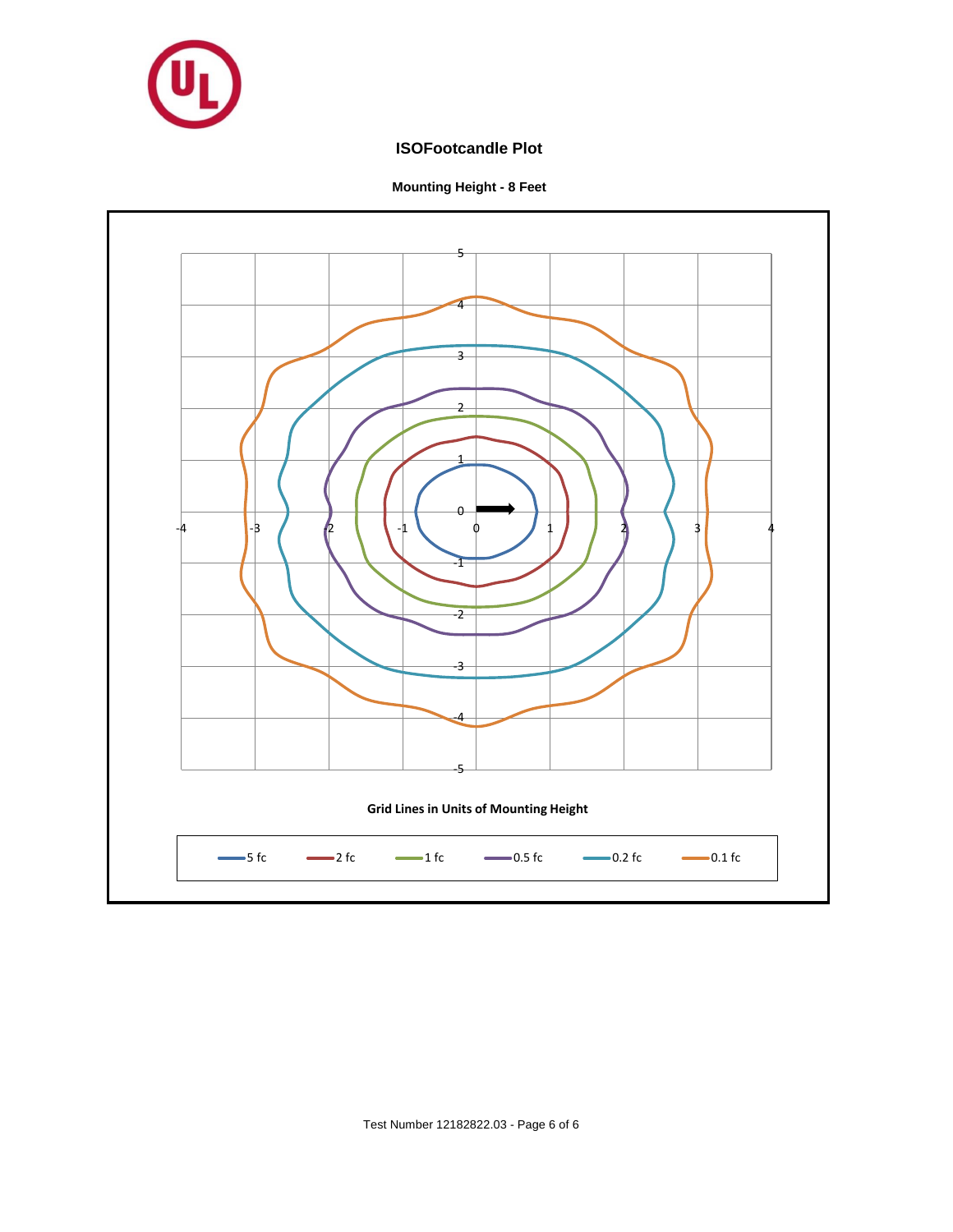# ISOFootcandle Plot

**Mounting Height - 8 Feet**

5
4
3
2
1
0
-1
-2
-3
-4
-5

-4 -3 -2 -1 0 1 2 3 4

**Grid Lines in Units of Mounting Height**

5 fc
2 fc
1 fc
0.5 fc
0.2 fc
0.1 fc

Test Number 12182822.03